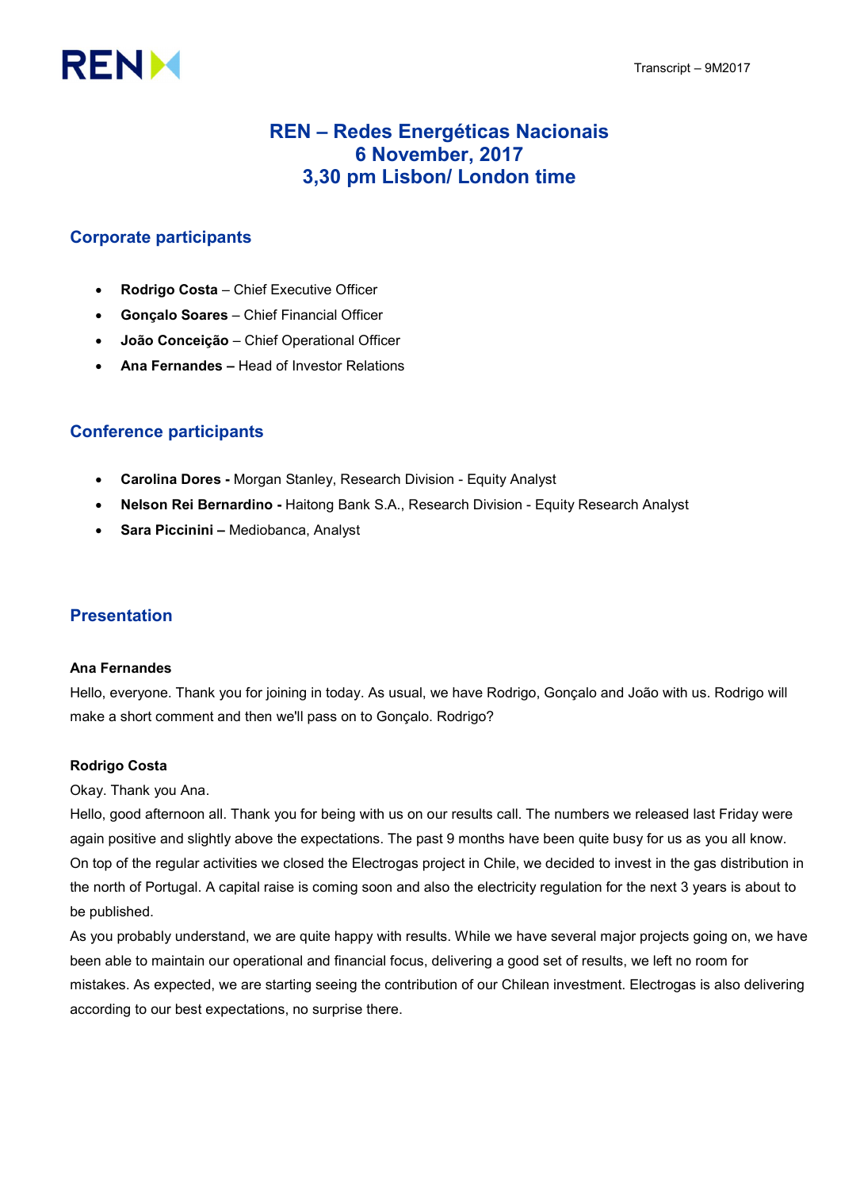# REN – Redes Energéticas Nacionais
# 6 November, 2017
# 3,30 pm Lisbon/ London time

## Corporate participants

- **Rodrigo Costa** – Chief Executive Officer
- **Gonçalo Soares** – Chief Financial Officer
- **João Conceição** – Chief Operational Officer
- **Ana Fernandes –** Head of Investor Relations

## Conference participants

- **Carolina Dores -** Morgan Stanley, Research Division - Equity Analyst
- **Nelson Rei Bernardino -** Haitong Bank S.A., Research Division - Equity Research Analyst
- **Sara Piccinini –** Mediobanca, Analyst

## Presentation

**Ana Fernandes**

Hello, everyone. Thank you for joining in today. As usual, we have Rodrigo, Gonçalo and João with us. Rodrigo will make a short comment and then we'll pass on to Gonçalo. Rodrigo?

**Rodrigo Costa**

Okay. Thank you Ana.

Hello, good afternoon all. Thank you for being with us on our results call. The numbers we released last Friday were again positive and slightly above the expectations. The past 9 months have been quite busy for us as you all know. On top of the regular activities we closed the Electrogas project in Chile, we decided to invest in the gas distribution in the north of Portugal. A capital raise is coming soon and also the electricity regulation for the next 3 years is about to be published.

As you probably understand, we are quite happy with results. While we have several major projects going on, we have been able to maintain our operational and financial focus, delivering a good set of results, we left no room for mistakes. As expected, we are starting seeing the contribution of our Chilean investment. Electrogas is also delivering according to our best expectations, no surprise there.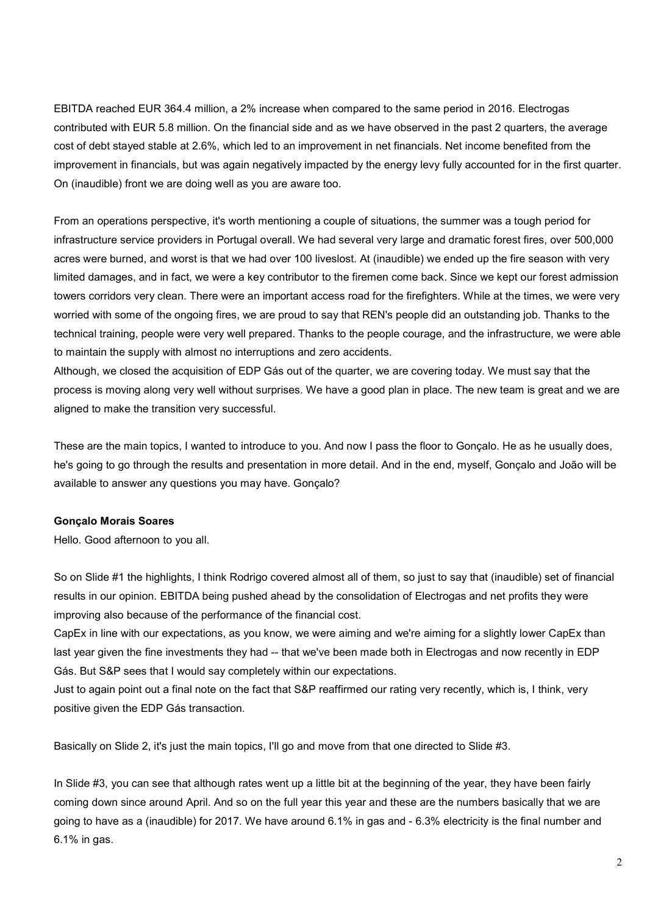EBITDA reached EUR 364.4 million, a 2% increase when compared to the same period in 2016. Electrogas contributed with EUR 5.8 million. On the financial side and as we have observed in the past 2 quarters, the average cost of debt stayed stable at 2.6%, which led to an improvement in net financials. Net income benefited from the improvement in financials, but was again negatively impacted by the energy levy fully accounted for in the first quarter. On (inaudible) front we are doing well as you are aware too.

From an operations perspective, it's worth mentioning a couple of situations, the summer was a tough period for infrastructure service providers in Portugal overall. We had several very large and dramatic forest fires, over 500,000 acres were burned, and worst is that we had over 100 liveslost. At (inaudible) we ended up the fire season with very limited damages, and in fact, we were a key contributor to the firemen come back. Since we kept our forest admission towers corridors very clean. There were an important access road for the firefighters. While at the times, we were very worried with some of the ongoing fires, we are proud to say that REN's people did an outstanding job. Thanks to the technical training, people were very well prepared. Thanks to the people courage, and the infrastructure, we were able to maintain the supply with almost no interruptions and zero accidents.
Although, we closed the acquisition of EDP Gás out of the quarter, we are covering today. We must say that the process is moving along very well without surprises. We have a good plan in place. The new team is great and we are aligned to make the transition very successful.

These are the main topics, I wanted to introduce to you. And now I pass the floor to Gonçalo. He as he usually does, he's going to go through the results and presentation in more detail. And in the end, myself, Gonçalo and João will be available to answer any questions you may have. Gonçalo?

**Gonçalo Morais Soares**

Hello. Good afternoon to you all.

So on Slide #1 the highlights, I think Rodrigo covered almost all of them, so just to say that (inaudible) set of financial results in our opinion. EBITDA being pushed ahead by the consolidation of Electrogas and net profits they were improving also because of the performance of the financial cost.
CapEx in line with our expectations, as you know, we were aiming and we're aiming for a slightly lower CapEx than last year given the fine investments they had -- that we've been made both in Electrogas and now recently in EDP Gás. But S&P sees that I would say completely within our expectations.
Just to again point out a final note on the fact that S&P reaffirmed our rating very recently, which is, I think, very positive given the EDP Gás transaction.

Basically on Slide 2, it's just the main topics, I'll go and move from that one directed to Slide #3.

In Slide #3, you can see that although rates went up a little bit at the beginning of the year, they have been fairly coming down since around April. And so on the full year this year and these are the numbers basically that we are going to have as a (inaudible) for 2017. We have around 6.1% in gas and - 6.3% electricity is the final number and 6.1% in gas.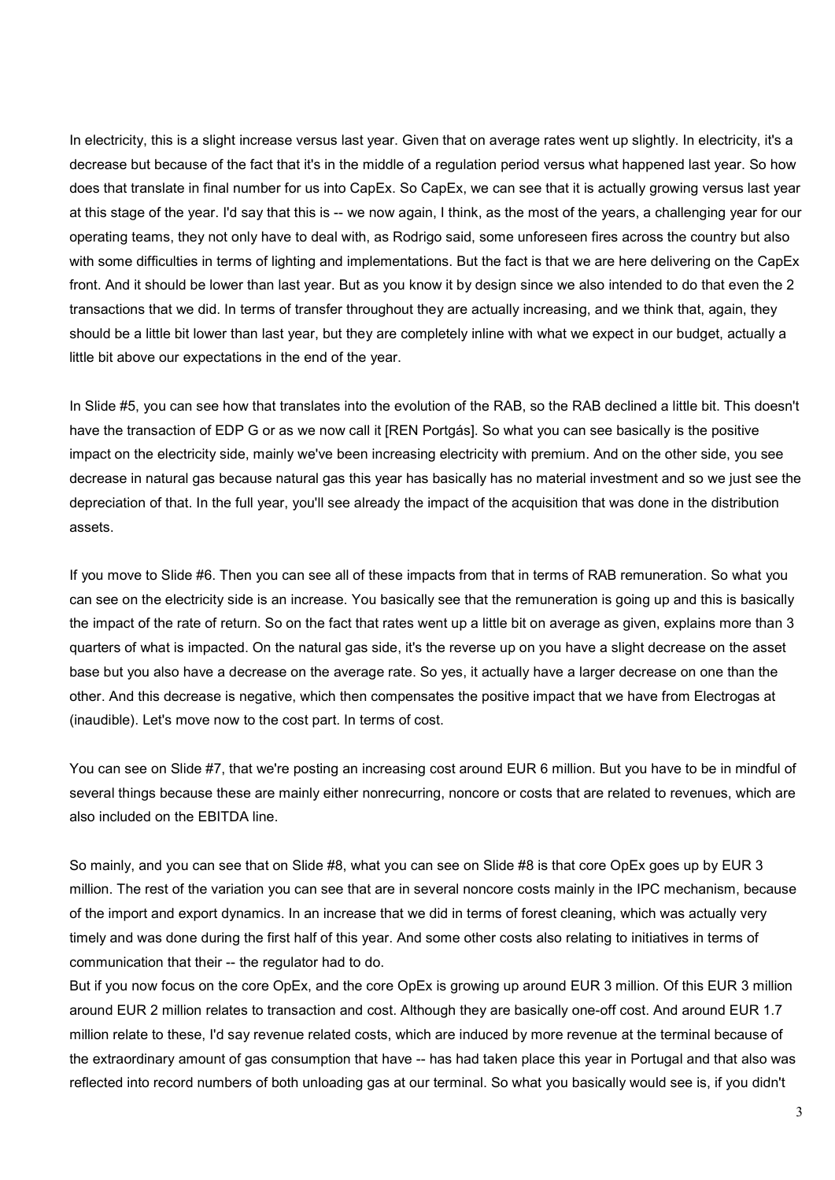In electricity, this is a slight increase versus last year. Given that on average rates went up slightly. In electricity, it's a decrease but because of the fact that it's in the middle of a regulation period versus what happened last year. So how does that translate in final number for us into CapEx. So CapEx, we can see that it is actually growing versus last year at this stage of the year. I'd say that this is -- we now again, I think, as the most of the years, a challenging year for our operating teams, they not only have to deal with, as Rodrigo said, some unforeseen fires across the country but also with some difficulties in terms of lighting and implementations. But the fact is that we are here delivering on the CapEx front. And it should be lower than last year. But as you know it by design since we also intended to do that even the 2 transactions that we did. In terms of transfer throughout they are actually increasing, and we think that, again, they should be a little bit lower than last year, but they are completely inline with what we expect in our budget, actually a little bit above our expectations in the end of the year.

In Slide #5, you can see how that translates into the evolution of the RAB, so the RAB declined a little bit. This doesn't have the transaction of EDP G or as we now call it [REN Portgás]. So what you can see basically is the positive impact on the electricity side, mainly we've been increasing electricity with premium. And on the other side, you see decrease in natural gas because natural gas this year has basically has no material investment and so we just see the depreciation of that. In the full year, you'll see already the impact of the acquisition that was done in the distribution assets.

If you move to Slide #6. Then you can see all of these impacts from that in terms of RAB remuneration. So what you can see on the electricity side is an increase. You basically see that the remuneration is going up and this is basically the impact of the rate of return. So on the fact that rates went up a little bit on average as given, explains more than 3 quarters of what is impacted. On the natural gas side, it's the reverse up on you have a slight decrease on the asset base but you also have a decrease on the average rate. So yes, it actually have a larger decrease on one than the other. And this decrease is negative, which then compensates the positive impact that we have from Electrogas at (inaudible). Let's move now to the cost part. In terms of cost.

You can see on Slide #7, that we're posting an increasing cost around EUR 6 million. But you have to be in mindful of several things because these are mainly either nonrecurring, noncore or costs that are related to revenues, which are also included on the EBITDA line.

So mainly, and you can see that on Slide #8, what you can see on Slide #8 is that core OpEx goes up by EUR 3 million. The rest of the variation you can see that are in several noncore costs mainly in the IPC mechanism, because of the import and export dynamics. In an increase that we did in terms of forest cleaning, which was actually very timely and was done during the first half of this year. And some other costs also relating to initiatives in terms of communication that their -- the regulator had to do.

But if you now focus on the core OpEx, and the core OpEx is growing up around EUR 3 million. Of this EUR 3 million around EUR 2 million relates to transaction and cost. Although they are basically one-off cost. And around EUR 1.7 million relate to these, I'd say revenue related costs, which are induced by more revenue at the terminal because of the extraordinary amount of gas consumption that have -- has had taken place this year in Portugal and that also was reflected into record numbers of both unloading gas at our terminal. So what you basically would see is, if you didn't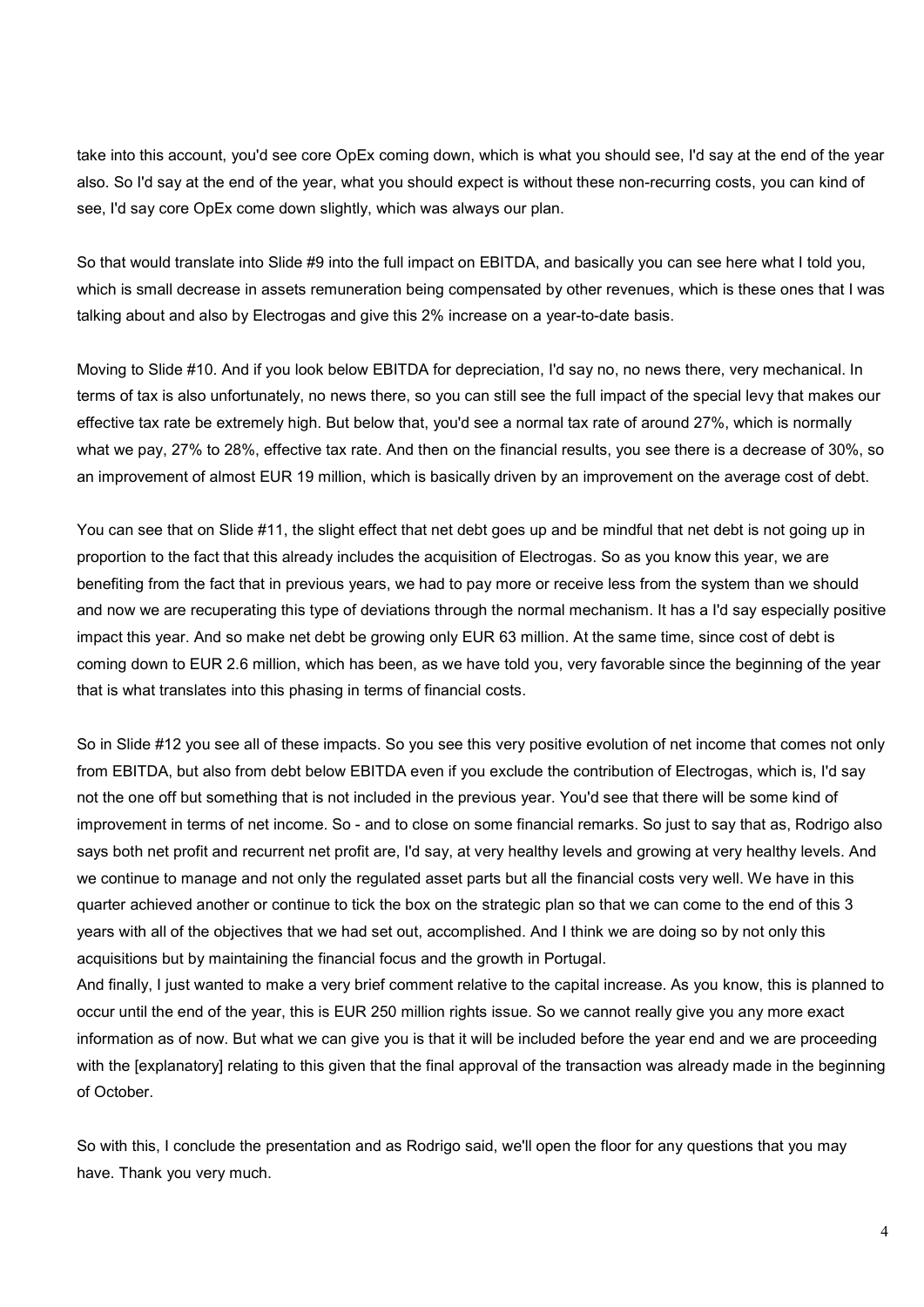take into this account, you'd see core OpEx coming down, which is what you should see, I'd say at the end of the year also. So I'd say at the end of the year, what you should expect is without these non-recurring costs, you can kind of see, I'd say core OpEx come down slightly, which was always our plan.

So that would translate into Slide #9 into the full impact on EBITDA, and basically you can see here what I told you, which is small decrease in assets remuneration being compensated by other revenues, which is these ones that I was talking about and also by Electrogas and give this 2% increase on a year-to-date basis.

Moving to Slide #10. And if you look below EBITDA for depreciation, I'd say no, no news there, very mechanical. In terms of tax is also unfortunately, no news there, so you can still see the full impact of the special levy that makes our effective tax rate be extremely high. But below that, you'd see a normal tax rate of around 27%, which is normally what we pay, 27% to 28%, effective tax rate. And then on the financial results, you see there is a decrease of 30%, so an improvement of almost EUR 19 million, which is basically driven by an improvement on the average cost of debt.

You can see that on Slide #11, the slight effect that net debt goes up and be mindful that net debt is not going up in proportion to the fact that this already includes the acquisition of Electrogas. So as you know this year, we are benefiting from the fact that in previous years, we had to pay more or receive less from the system than we should and now we are recuperating this type of deviations through the normal mechanism. It has a I'd say especially positive impact this year. And so make net debt be growing only EUR 63 million. At the same time, since cost of debt is coming down to EUR 2.6 million, which has been, as we have told you, very favorable since the beginning of the year that is what translates into this phasing in terms of financial costs.

So in Slide #12 you see all of these impacts. So you see this very positive evolution of net income that comes not only from EBITDA, but also from debt below EBITDA even if you exclude the contribution of Electrogas, which is, I'd say not the one off but something that is not included in the previous year. You'd see that there will be some kind of improvement in terms of net income. So - and to close on some financial remarks. So just to say that as, Rodrigo also says both net profit and recurrent net profit are, I'd say, at very healthy levels and growing at very healthy levels. And we continue to manage and not only the regulated asset parts but all the financial costs very well. We have in this quarter achieved another or continue to tick the box on the strategic plan so that we can come to the end of this 3 years with all of the objectives that we had set out, accomplished. And I think we are doing so by not only this acquisitions but by maintaining the financial focus and the growth in Portugal.

And finally, I just wanted to make a very brief comment relative to the capital increase. As you know, this is planned to occur until the end of the year, this is EUR 250 million rights issue. So we cannot really give you any more exact information as of now. But what we can give you is that it will be included before the year end and we are proceeding with the [explanatory] relating to this given that the final approval of the transaction was already made in the beginning of October.

So with this, I conclude the presentation and as Rodrigo said, we'll open the floor for any questions that you may have. Thank you very much.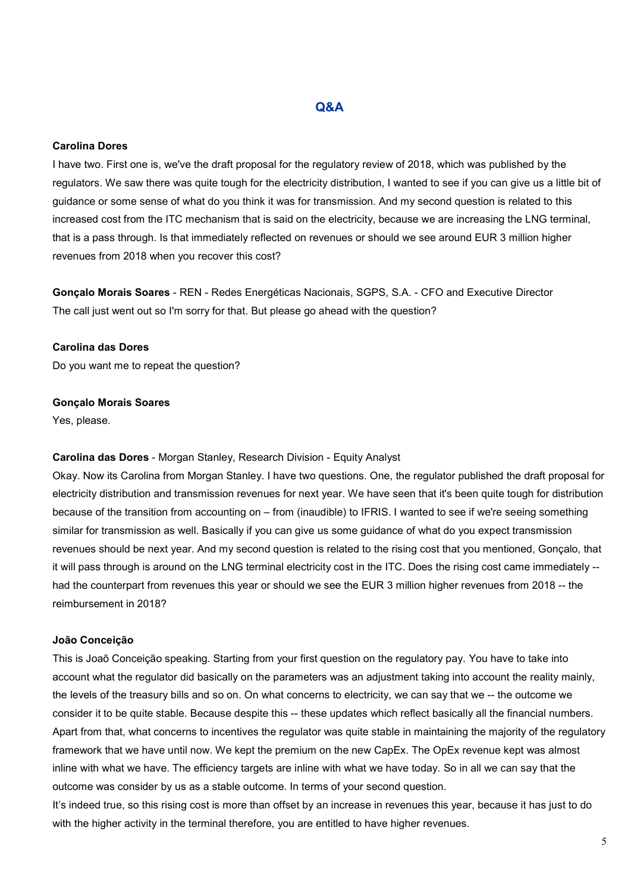## Q&A

**Carolina Dores**

I have two. First one is, we've the draft proposal for the regulatory review of 2018, which was published by the regulators. We saw there was quite tough for the electricity distribution, I wanted to see if you can give us a little bit of guidance or some sense of what do you think it was for transmission. And my second question is related to this increased cost from the ITC mechanism that is said on the electricity, because we are increasing the LNG terminal, that is a pass through. Is that immediately reflected on revenues or should we see around EUR 3 million higher revenues from 2018 when you recover this cost?

**Gonçalo Morais Soares** - REN - Redes Energéticas Nacionais, SGPS, S.A. - CFO and Executive Director

The call just went out so I'm sorry for that. But please go ahead with the question?

**Carolina das Dores**

Do you want me to repeat the question?

**Gonçalo Morais Soares**

Yes, please.

**Carolina das Dores** - Morgan Stanley, Research Division - Equity Analyst

Okay. Now its Carolina from Morgan Stanley. I have two questions. One, the regulator published the draft proposal for electricity distribution and transmission revenues for next year. We have seen that it's been quite tough for distribution because of the transition from accounting on – from (inaudible) to IFRIS. I wanted to see if we're seeing something similar for transmission as well. Basically if you can give us some guidance of what do you expect transmission revenues should be next year. And my second question is related to the rising cost that you mentioned, Gonçalo, that it will pass through is around on the LNG terminal electricity cost in the ITC. Does the rising cost came immediately -- had the counterpart from revenues this year or should we see the EUR 3 million higher revenues from 2018 -- the reimbursement in 2018?

**João Conceição**

This is Joaõ Conceição speaking. Starting from your first question on the regulatory pay. You have to take into account what the regulator did basically on the parameters was an adjustment taking into account the reality mainly, the levels of the treasury bills and so on. On what concerns to electricity, we can say that we -- the outcome we consider it to be quite stable. Because despite this -- these updates which reflect basically all the financial numbers. Apart from that, what concerns to incentives the regulator was quite stable in maintaining the majority of the regulatory framework that we have until now. We kept the premium on the new CapEx. The OpEx revenue kept was almost inline with what we have. The efficiency targets are inline with what we have today. So in all we can say that the outcome was consider by us as a stable outcome. In terms of your second question.

It's indeed true, so this rising cost is more than offset by an increase in revenues this year, because it has just to do with the higher activity in the terminal therefore, you are entitled to have higher revenues.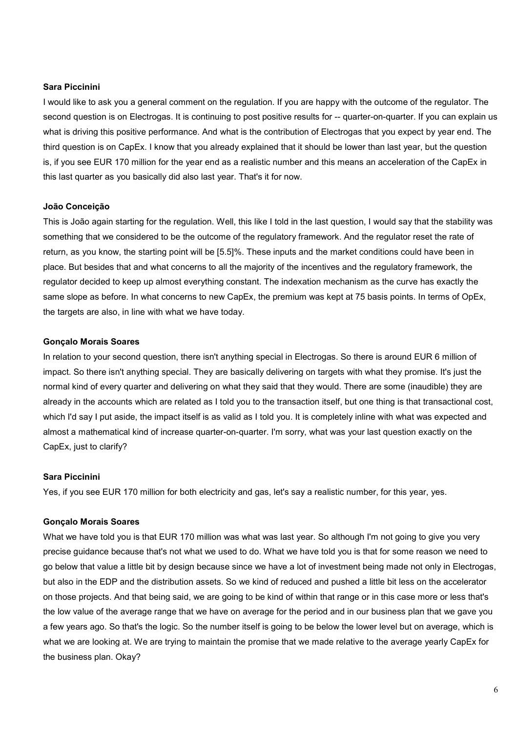**Sara Piccinini**

I would like to ask you a general comment on the regulation. If you are happy with the outcome of the regulator. The second question is on Electrogas. It is continuing to post positive results for -- quarter-on-quarter. If you can explain us what is driving this positive performance. And what is the contribution of Electrogas that you expect by year end. The third question is on CapEx. I know that you already explained that it should be lower than last year, but the question is, if you see EUR 170 million for the year end as a realistic number and this means an acceleration of the CapEx in this last quarter as you basically did also last year. That's it for now.

**João Conceição**

This is João again starting for the regulation. Well, this like I told in the last question, I would say that the stability was something that we considered to be the outcome of the regulatory framework. And the regulator reset the rate of return, as you know, the starting point will be [5.5]%. These inputs and the market conditions could have been in place. But besides that and what concerns to all the majority of the incentives and the regulatory framework, the regulator decided to keep up almost everything constant. The indexation mechanism as the curve has exactly the same slope as before. In what concerns to new CapEx, the premium was kept at 75 basis points. In terms of OpEx, the targets are also, in line with what we have today.

**Gonçalo Morais Soares**

In relation to your second question, there isn't anything special in Electrogas. So there is around EUR 6 million of impact. So there isn't anything special. They are basically delivering on targets with what they promise. It's just the normal kind of every quarter and delivering on what they said that they would. There are some (inaudible) they are already in the accounts which are related as I told you to the transaction itself, but one thing is that transactional cost, which I'd say I put aside, the impact itself is as valid as I told you. It is completely inline with what was expected and almost a mathematical kind of increase quarter-on-quarter. I'm sorry, what was your last question exactly on the CapEx, just to clarify?

**Sara Piccinini**

Yes, if you see EUR 170 million for both electricity and gas, let's say a realistic number, for this year, yes.

**Gonçalo Morais Soares**

What we have told you is that EUR 170 million was what was last year. So although I'm not going to give you very precise guidance because that's not what we used to do. What we have told you is that for some reason we need to go below that value a little bit by design because since we have a lot of investment being made not only in Electrogas, but also in the EDP and the distribution assets. So we kind of reduced and pushed a little bit less on the accelerator on those projects. And that being said, we are going to be kind of within that range or in this case more or less that's the low value of the average range that we have on average for the period and in our business plan that we gave you a few years ago. So that's the logic. So the number itself is going to be below the lower level but on average, which is what we are looking at. We are trying to maintain the promise that we made relative to the average yearly CapEx for the business plan. Okay?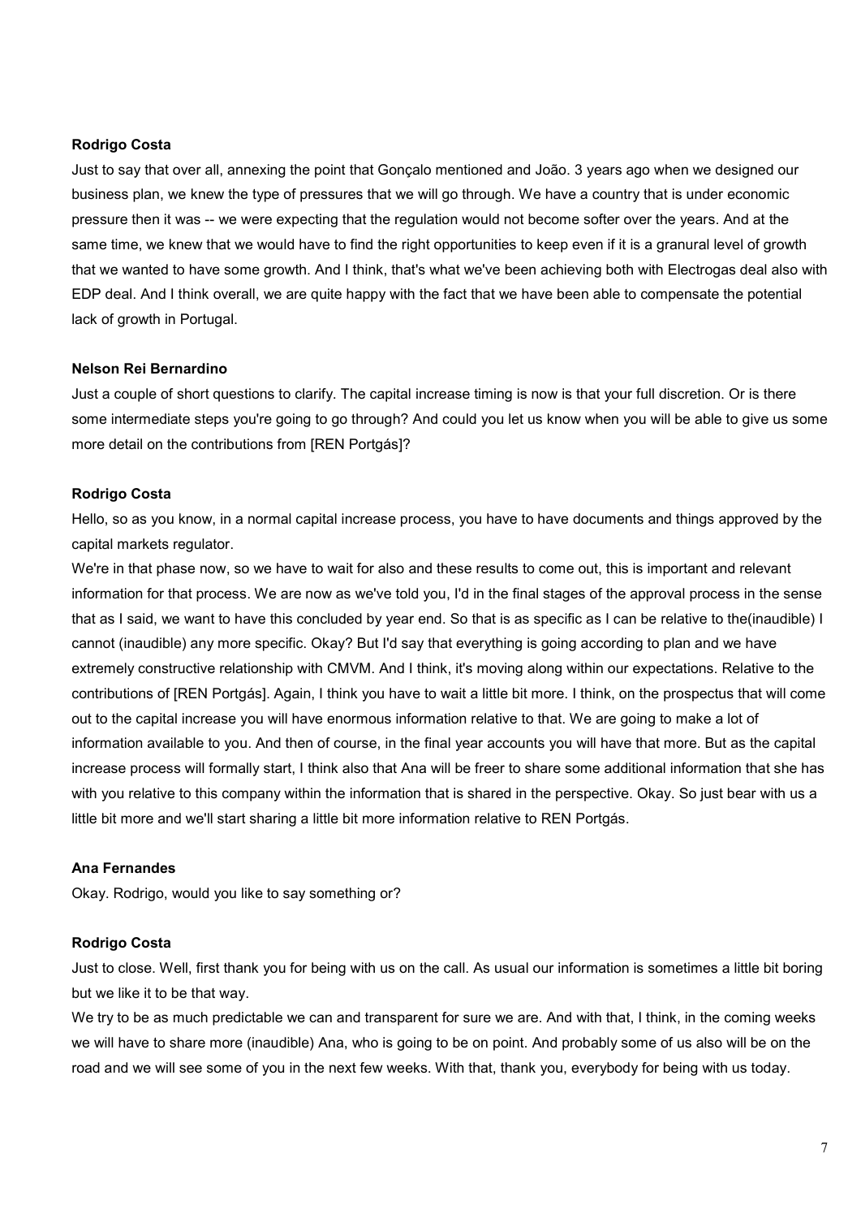**Rodrigo Costa**

Just to say that over all, annexing the point that Gonçalo mentioned and João. 3 years ago when we designed our business plan, we knew the type of pressures that we will go through. We have a country that is under economic pressure then it was -- we were expecting that the regulation would not become softer over the years. And at the same time, we knew that we would have to find the right opportunities to keep even if it is a granural level of growth that we wanted to have some growth. And I think, that's what we've been achieving both with Electrogas deal also with EDP deal. And I think overall, we are quite happy with the fact that we have been able to compensate the potential lack of growth in Portugal.

**Nelson Rei Bernardino**

Just a couple of short questions to clarify. The capital increase timing is now is that your full discretion. Or is there some intermediate steps you're going to go through? And could you let us know when you will be able to give us some more detail on the contributions from [REN Portgás]?

**Rodrigo Costa**

Hello, so as you know, in a normal capital increase process, you have to have documents and things approved by the capital markets regulator.

We're in that phase now, so we have to wait for also and these results to come out, this is important and relevant information for that process. We are now as we've told you, I'd in the final stages of the approval process in the sense that as I said, we want to have this concluded by year end. So that is as specific as I can be relative to the(inaudible) I cannot (inaudible) any more specific. Okay? But I'd say that everything is going according to plan and we have extremely constructive relationship with CMVM. And I think, it's moving along within our expectations. Relative to the contributions of [REN Portgás]. Again, I think you have to wait a little bit more. I think, on the prospectus that will come out to the capital increase you will have enormous information relative to that. We are going to make a lot of information available to you. And then of course, in the final year accounts you will have that more. But as the capital increase process will formally start, I think also that Ana will be freer to share some additional information that she has with you relative to this company within the information that is shared in the perspective. Okay. So just bear with us a little bit more and we'll start sharing a little bit more information relative to REN Portgás.

**Ana Fernandes**

Okay. Rodrigo, would you like to say something or?

**Rodrigo Costa**

Just to close. Well, first thank you for being with us on the call. As usual our information is sometimes a little bit boring but we like it to be that way.

We try to be as much predictable we can and transparent for sure we are. And with that, I think, in the coming weeks we will have to share more (inaudible) Ana, who is going to be on point. And probably some of us also will be on the road and we will see some of you in the next few weeks. With that, thank you, everybody for being with us today.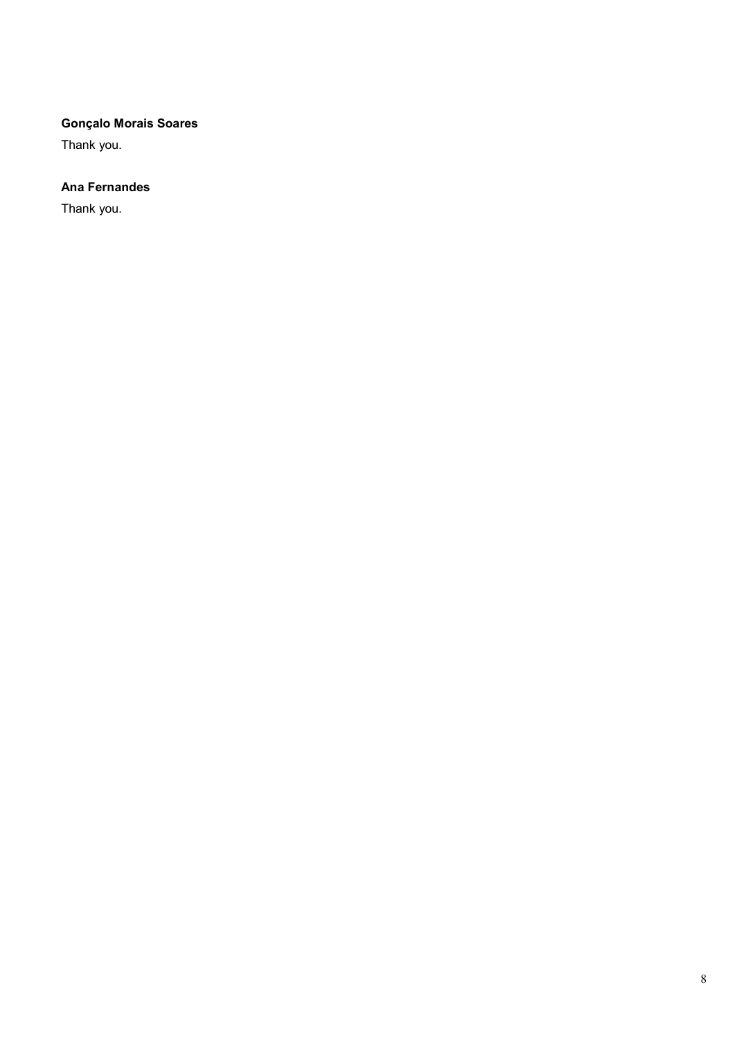**Gonçalo Morais Soares**

Thank you.

**Ana Fernandes**

Thank you.